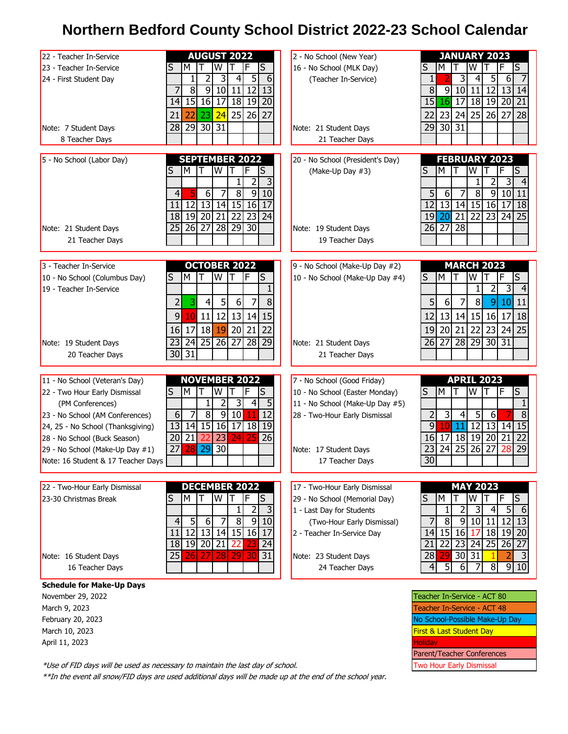# Northern Bedford County School District 2022-23 School Calendar

## August 2022

22 - Teacher In-Service
23 - Teacher In-Service
24 - First Student Day

Note: 7 Student Days
8 Teacher Days

| S | M | T | W | T | F | S |
|---|---|---|---|---|---|---|
| | 1 | 2 | 3 | 4 | 5 | 6 |
| 7 | 8 | 9 | 10 | 11 | 12 | 13 |
| 14 | 15 | 16 | 17 | 18 | 19 | 20 |
| 21 | 22 | 23 | 24 | 25 | 26 | 27 |
| 28 | 29 | 30 | 31 | | | |

## January 2023

2 - No School (New Year)
16 - No School (MLK Day)
(Teacher In-Service)

Note: 21 Student Days
21 Teacher Days

| S | M | T | W | T | F | S |
|---|---|---|---|---|---|---|
| 1 | 2 | 3 | 4 | 5 | 6 | 7 |
| 8 | 9 | 10 | 11 | 12 | 13 | 14 |
| 15 | 16 | 17 | 18 | 19 | 20 | 21 |
| 22 | 23 | 24 | 25 | 26 | 27 | 28 |
| 29 | 30 | 31 | | | | |

## September 2022

5 - No School (Labor Day)

Note: 21 Student Days
21 Teacher Days

| S | M | T | W | T | F | S |
|---|---|---|---|---|---|---|
| | | | | 1 | 2 | 3 |
| 4 | 5 | 6 | 7 | 8 | 9 | 10 |
| 11 | 12 | 13 | 14 | 15 | 16 | 17 |
| 18 | 19 | 20 | 21 | 22 | 23 | 24 |
| 25 | 26 | 27 | 28 | 29 | 30 | |

## February 2023

20 - No School (President's Day)
(Make-Up Day #3)

Note: 19 Student Days
19 Teacher Days

| S | M | T | W | T | F | S |
|---|---|---|---|---|---|---|
| | | | 1 | 2 | 3 | 4 |
| 5 | 6 | 7 | 8 | 9 | 10 | 11 |
| 12 | 13 | 14 | 15 | 16 | 17 | 18 |
| 19 | 20 | 21 | 22 | 23 | 24 | 25 |
| 26 | 27 | 28 | | | | |

## October 2022

3 - Teacher In-Service
10 - No School (Columbus Day)
19 - Teacher In-Service

Note: 19 Student Days
20 Teacher Days

| S | M | T | W | T | F | S |
|---|---|---|---|---|---|---|
| | | | | | | 1 |
| 2 | 3 | 4 | 5 | 6 | 7 | 8 |
| 9 | 10 | 11 | 12 | 13 | 14 | 15 |
| 16 | 17 | 18 | 19 | 20 | 21 | 22 |
| 23 | 24 | 25 | 26 | 27 | 28 | 29 |
| 30 | 31 | | | | | |

## March 2023

9 - No School (Make-Up Day #2)
10 - No School (Make-Up Day #4)

Note: 21 Student Days
21 Teacher Days

| S | M | T | W | T | F | S |
|---|---|---|---|---|---|---|
| | | | 1 | 2 | 3 | 4 |
| 5 | 6 | 7 | 8 | 9 | 10 | 11 |
| 12 | 13 | 14 | 15 | 16 | 17 | 18 |
| 19 | 20 | 21 | 22 | 23 | 24 | 25 |
| 26 | 27 | 28 | 29 | 30 | 31 | |

## November 2022

11 - No School (Veteran's Day)
22 - Two Hour Early Dismissal
(PM Conferences)
23 - No School (AM Conferences)
24, 25 - No School (Thanksgiving)
28 - No School (Buck Season)
29 - No School (Make-Up Day #1)
Note: 16 Student & 17 Teacher Days

| S | M | T | W | T | F | S |
|---|---|---|---|---|---|---|
| | | 1 | 2 | 3 | 4 | 5 |
| 6 | 7 | 8 | 9 | 10 | 11 | 12 |
| 13 | 14 | 15 | 16 | 17 | 18 | 19 |
| 20 | 21 | 22 | 23 | 24 | 25 | 26 |
| 27 | 28 | 29 | 30 | | | |

## April 2023

7 - No School (Good Friday)
10 - No School (Easter Monday)
11 - No School (Make-Up Day #5)
28 - Two-Hour Early Dismissal

Note: 17 Student Days
17 Teacher Days

| S | M | T | W | T | F | S |
|---|---|---|---|---|---|---|
| | | | | | | 1 |
| 2 | 3 | 4 | 5 | 6 | 7 | 8 |
| 9 | 10 | 11 | 12 | 13 | 14 | 15 |
| 16 | 17 | 18 | 19 | 20 | 21 | 22 |
| 23 | 24 | 25 | 26 | 27 | 28 | 29 |
| 30 | | | | | | |

## December 2022

22 - Two-Hour Early Dismissal
23-30 Christmas Break

Note: 16 Student Days
16 Teacher Days

| S | M | T | W | T | F | S |
|---|---|---|---|---|---|---|
| | | | | 1 | 2 | 3 |
| 4 | 5 | 6 | 7 | 8 | 9 | 10 |
| 11 | 12 | 13 | 14 | 15 | 16 | 17 |
| 18 | 19 | 20 | 21 | 22 | 23 | 24 |
| 25 | 26 | 27 | 28 | 29 | 30 | 31 |

## May 2023

17 - Two-Hour Early Dismissal
29 - No School (Memorial Day)
1 - Last Day for Students
(Two-Hour Early Dismissal)
2 - Teacher In-Service Day

Note: 23 Student Days
24 Teacher Days

| S | M | T | W | T | F | S |
|---|---|---|---|---|---|---|
| | 1 | 2 | 3 | 4 | 5 | 6 |
| 7 | 8 | 9 | 10 | 11 | 12 | 13 |
| 14 | 15 | 16 | 17 | 18 | 19 | 20 |
| 21 | 22 | 23 | 24 | 25 | 26 | 27 |
| 28 | 29 | 30 | 31 | 1 | 2 | 3 |
| 4 | 5 | 6 | 7 | 8 | 9 | 10 |

**Schedule for Make-Up Days**

November 29, 2022
March 9, 2023
February 20, 2023
March 10, 2023
April 11, 2023

**Legend**

- Teacher In-Service - ACT 80
- Teacher In-Service - ACT 48
- No School-Possible Make-Up Day
- First & Last Student Day
- Holiday
- Parent/Teacher Conferences
- Two Hour Early Dismissal

*\*Use of FID days will be used as necessary to maintain the last day of school.*

*\*\*In the event all snow/FID days are used additional days will be made up at the end of the school year.*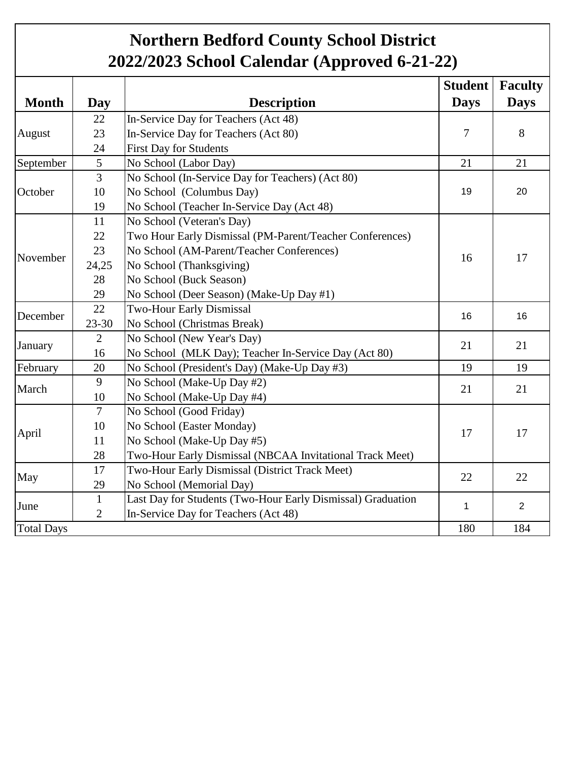# Northern Bedford County School District
## 2022/2023 School Calendar (Approved 6-21-22)

| Month | Day | Description | Student Days | Faculty Days |
|---|---|---|---|---|
| August | 22 | In-Service Day for Teachers (Act 48) | 7 | 8 |
| | 23 | In-Service Day for Teachers (Act 80) | | |
| | 24 | First Day for Students | | |
| September | 5 | No School (Labor Day) | 21 | 21 |
| October | 3 | No School (In-Service Day for Teachers) (Act 80) | 19 | 20 |
| | 10 | No School (Columbus Day) | | |
| | 19 | No School (Teacher In-Service Day (Act 48) | | |
| November | 11 | No School (Veteran's Day) | 16 | 17 |
| | 22 | Two Hour Early Dismissal (PM-Parent/Teacher Conferences) | | |
| | 23 | No School (AM-Parent/Teacher Conferences) | | |
| | 24,25 | No School (Thanksgiving) | | |
| | 28 | No School (Buck Season) | | |
| | 29 | No School (Deer Season) (Make-Up Day #1) | | |
| December | 22 | Two-Hour Early Dismissal | 16 | 16 |
| | 23-30 | No School (Christmas Break) | | |
| January | 2 | No School (New Year's Day) | 21 | 21 |
| | 16 | No School (MLK Day); Teacher In-Service Day (Act 80) | | |
| February | 20 | No School (President's Day) (Make-Up Day #3) | 19 | 19 |
| March | 9 | No School (Make-Up Day #2) | 21 | 21 |
| | 10 | No School (Make-Up Day #4) | | |
| April | 7 | No School (Good Friday) | 17 | 17 |
| | 10 | No School (Easter Monday) | | |
| | 11 | No School (Make-Up Day #5) | | |
| | 28 | Two-Hour Early Dismissal (NBCAA Invitational Track Meet) | | |
| May | 17 | Two-Hour Early Dismissal (District Track Meet) | 22 | 22 |
| | 29 | No School (Memorial Day) | | |
| June | 1 | Last Day for Students (Two-Hour Early Dismissal) Graduation | 1 | 2 |
| | 2 | In-Service Day for Teachers (Act 48) | | |
| Total Days | | | 180 | 184 |